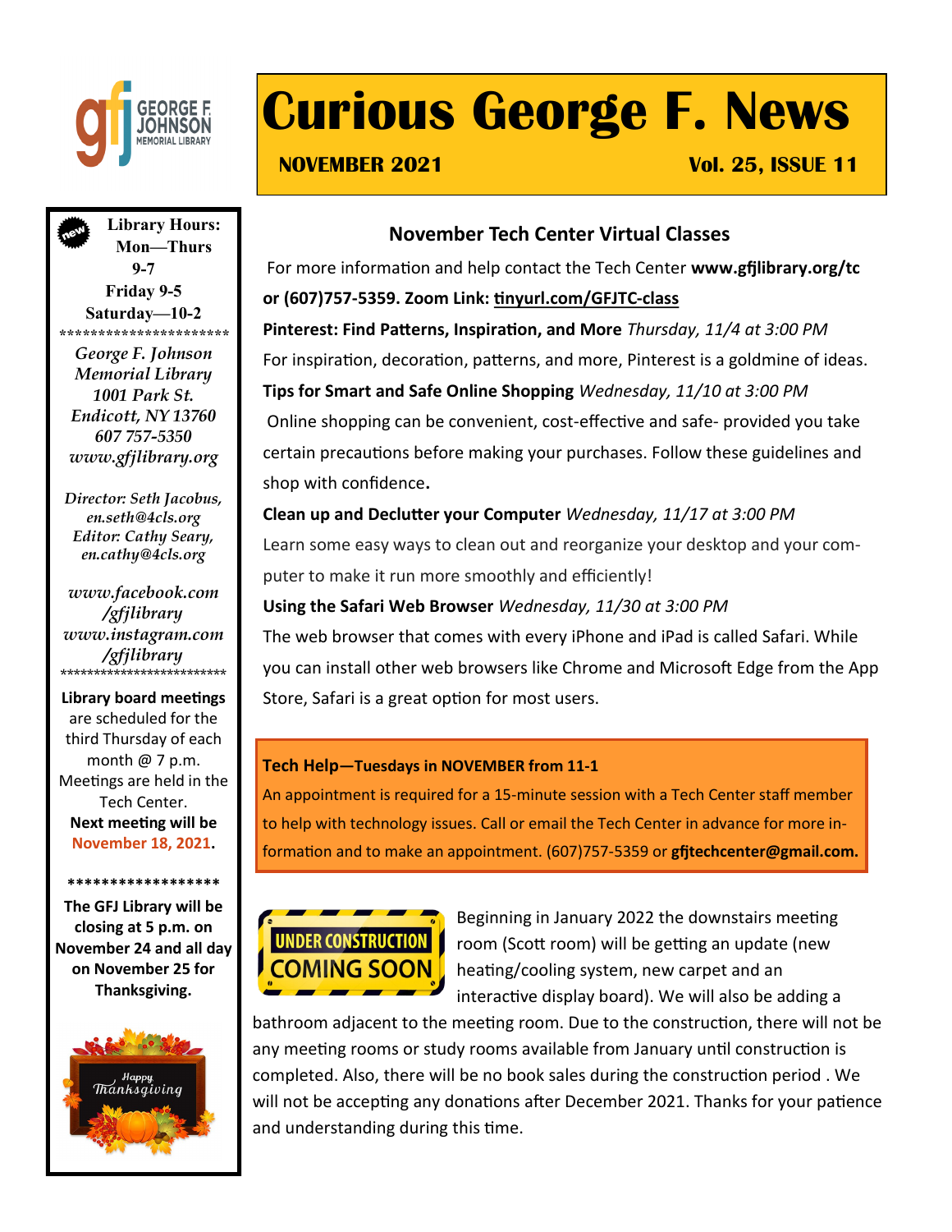# Curious George F. News

**NOVEMBER 2021** **Vol. 25, ISSUE 11**

**Library Hours:**
**Mon—Thurs 9-7**
**Friday 9-5**
**Saturday—10-2**

**********************

*George F. Johnson Memorial Library*
*1001 Park St.*
*Endicott, NY 13760*
*607 757-5350*
*www.gfjlibrary.org*

*Director: Seth Jacobus, en.seth@4cls.org*
*Editor: Cathy Seary, en.cathy@4cls.org*

*www.facebook.com/gfjlibrary*
*www.instagram.com/gfjlibrary*

*************************

**Library board meetings** are scheduled for the third Thursday of each month @ 7 p.m. Meetings are held in the Tech Center. **Next meeting will be November 18, 2021.**

******************

**The GFJ Library will be closing at 5 p.m. on November 24 and all day on November 25 for Thanksgiving.**

## November Tech Center Virtual Classes

For more information and help contact the Tech Center **www.gfjlibrary.org/tc or (607)757-5359. Zoom Link: tinyurl.com/GFJTC-class**

**Pinterest: Find Patterns, Inspiration, and More** *Thursday, 11/4 at 3:00 PM*
For inspiration, decoration, patterns, and more, Pinterest is a goldmine of ideas.

**Tips for Smart and Safe Online Shopping** *Wednesday, 11/10 at 3:00 PM*
Online shopping can be convenient, cost-effective and safe- provided you take certain precautions before making your purchases. Follow these guidelines and shop with confidence.

**Clean up and Declutter your Computer** *Wednesday, 11/17 at 3:00 PM*
Learn some easy ways to clean out and reorganize your desktop and your computer to make it run more smoothly and efficiently!

**Using the Safari Web Browser** *Wednesday, 11/30 at 3:00 PM*
The web browser that comes with every iPhone and iPad is called Safari. While you can install other web browsers like Chrome and Microsoft Edge from the App Store, Safari is a great option for most users.

**Tech Help—Tuesdays in NOVEMBER from 11-1**
An appointment is required for a 15-minute session with a Tech Center staff member to help with technology issues. Call or email the Tech Center in advance for more information and to make an appointment. (607)757-5359 or **gfjtechcenter@gmail.com.**

UNDER CONSTRUCTION
COMING SOON

Beginning in January 2022 the downstairs meeting room (Scott room) will be getting an update (new heating/cooling system, new carpet and an interactive display board). We will also be adding a bathroom adjacent to the meeting room. Due to the construction, there will not be any meeting rooms or study rooms available from January until construction is completed. Also, there will be no book sales during the construction period . We will not be accepting any donations after December 2021. Thanks for your patience and understanding during this time.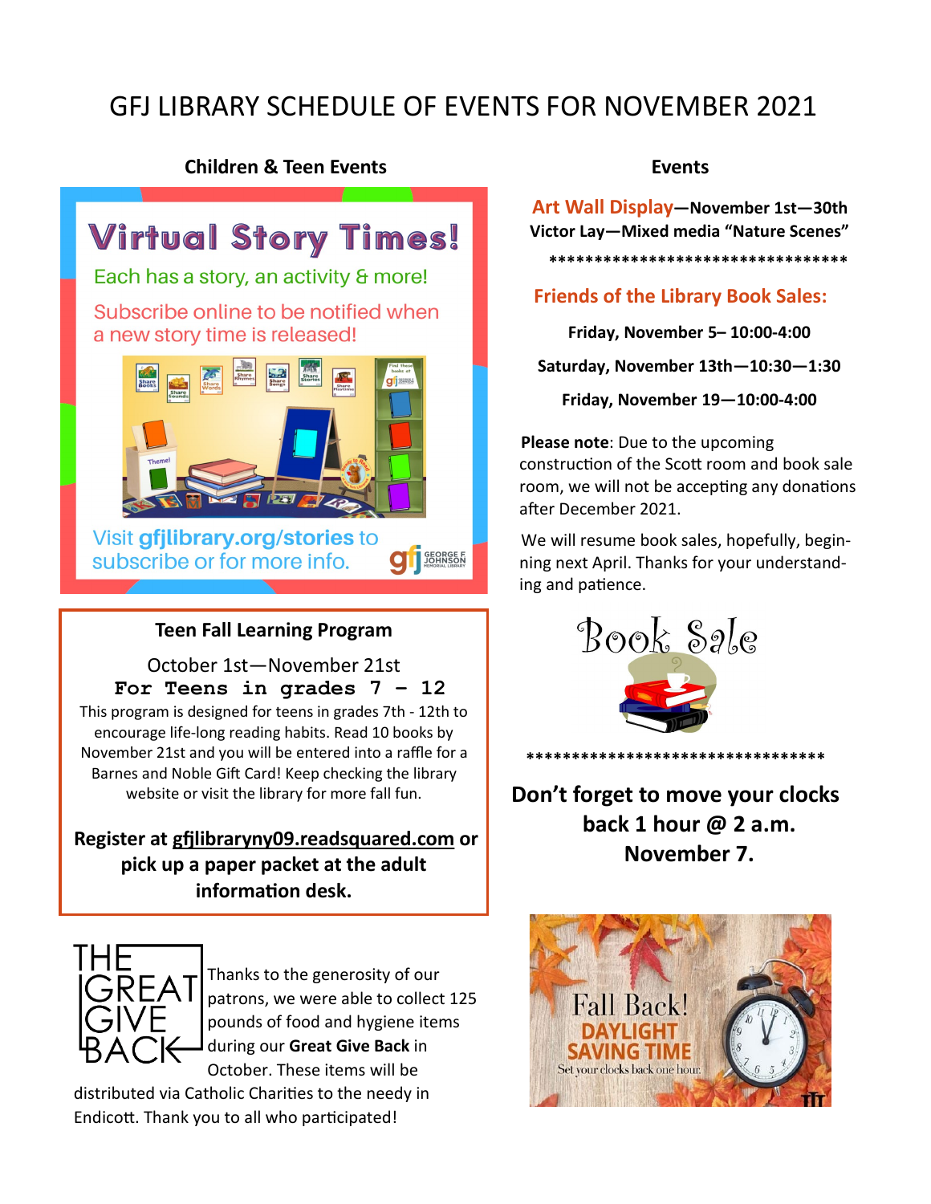# GFJ LIBRARY SCHEDULE OF EVENTS FOR NOVEMBER 2021

## Children & Teen Events

**Virtual Story Times!**

Each has a story, an activity & more!

Subscribe online to be notified when a new story time is released!

Visit **gfjlibrary.org/stories** to subscribe or for more info.

### Teen Fall Learning Program

October 1st—November 21st

**For Teens in grades 7 – 12**

This program is designed for teens in grades 7th - 12th to encourage life-long reading habits. Read 10 books by November 21st and you will be entered into a raffle for a Barnes and Noble Gift Card! Keep checking the library website or visit the library for more fall fun.

**Register at gfjlibraryny09.readsquared.com or pick up a paper packet at the adult information desk.**

THE GREAT GIVE BACK

Thanks to the generosity of our patrons, we were able to collect 125 pounds of food and hygiene items during our **Great Give Back** in October. These items will be distributed via Catholic Charities to the needy in Endicott. Thank you to all who participated!

## Events

**Art Wall Display—November 1st—30th**
**Victor Lay—Mixed media "Nature Scenes"**

**********************************

### Friends of the Library Book Sales:

**Friday, November 5– 10:00-4:00**

**Saturday, November 13th—10:30—1:30**

**Friday, November 19—10:00-4:00**

**Please note**: Due to the upcoming construction of the Scott room and book sale room, we will not be accepting any donations after December 2021.

We will resume book sales, hopefully, beginning next April. Thanks for your understanding and patience.

Book Sale

**********************************

**Don't forget to move your clocks back 1 hour @ 2 a.m. November 7.**

Fall Back! DAYLIGHT SAVING TIME Set your clocks back one hour.